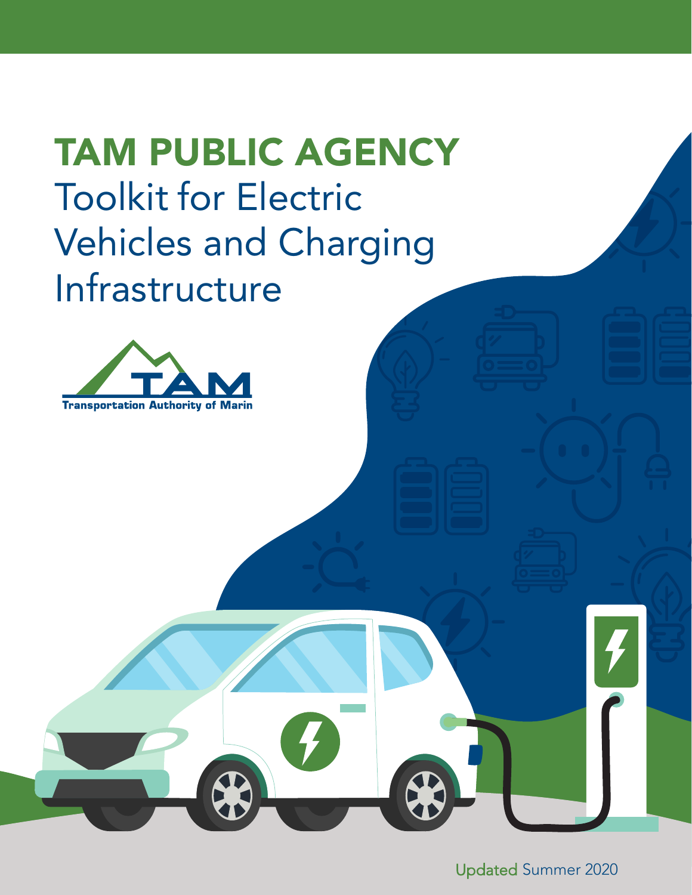# TAM PUBLIC AGENCY Toolkit for Electric Vehicles and Charging Infrastructure

TAM

Transportation Authority of Marin

Updated Summer 2020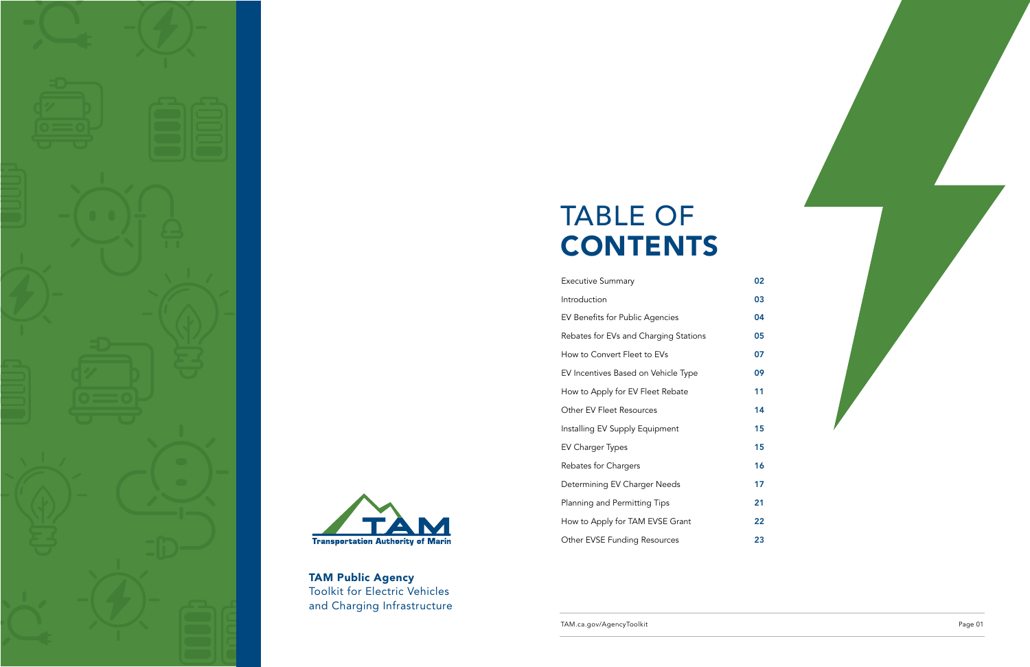Transportation Authority of Marin

**TAM Public Agency**
Toolkit for Electric Vehicles and Charging Infrastructure

# TABLE OF CONTENTS

| | |
|---|---|
| Executive Summary | 02 |
| Introduction | 03 |
| EV Benefits for Public Agencies | 04 |
| Rebates for EVs and Charging Stations | 05 |
| How to Convert Fleet to EVs | 07 |
| EV Incentives Based on Vehicle Type | 09 |
| How to Apply for EV Fleet Rebate | 11 |
| Other EV Fleet Resources | 14 |
| Installing EV Supply Equipment | 15 |
| EV Charger Types | 15 |
| Rebates for Chargers | 16 |
| Determining EV Charger Needs | 17 |
| Planning and Permitting Tips | 21 |
| How to Apply for TAM EVSE Grant | 22 |
| Other EVSE Funding Resources | 23 |

TAM.ca.gov/AgencyToolkit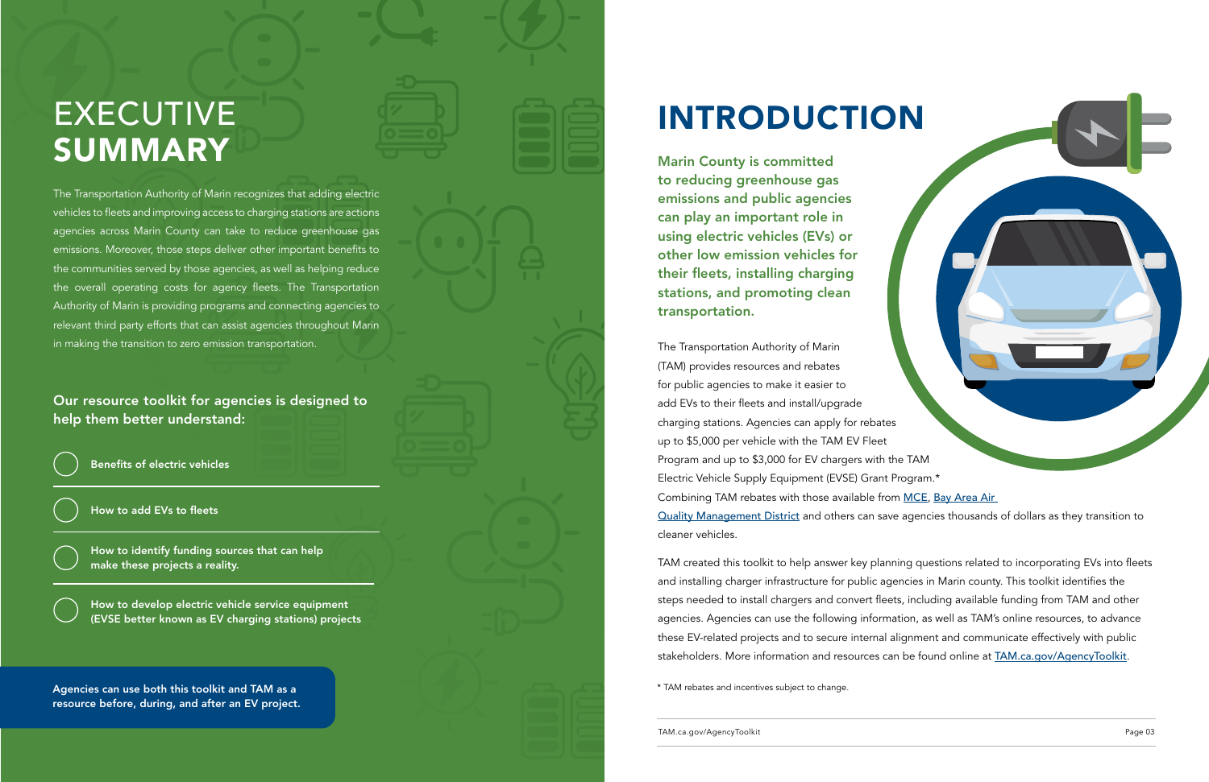# EXECUTIVE **SUMMARY**

The Transportation Authority of Marin recognizes that adding electric vehicles to fleets and improving access to charging stations are actions agencies across Marin County can take to reduce greenhouse gas emissions. Moreover, those steps deliver other important benefits to the communities served by those agencies, as well as helping reduce the overall operating costs for agency fleets. The Transportation Authority of Marin is providing programs and connecting agencies to relevant third party efforts that can assist agencies throughout Marin in making the transition to zero emission transportation.

**Our resource toolkit for agencies is designed to help them better understand:**

- **Benefits of electric vehicles**
- **How to add EVs to fleets**
- **How to identify funding sources that can help make these projects a reality.**
- **How to develop electric vehicle service equipment (EVSE better known as EV charging stations) projects**

**Agencies can use both this toolkit and TAM as a resource before, during, and after an EV project.**

# INTRODUCTION

**Marin County is committed to reducing greenhouse gas emissions and public agencies can play an important role in using electric vehicles (EVs) or other low emission vehicles for their fleets, installing charging stations, and promoting clean transportation.**

The Transportation Authority of Marin (TAM) provides resources and rebates for public agencies to make it easier to add EVs to their fleets and install/upgrade charging stations. Agencies can apply for rebates up to $5,000 per vehicle with the TAM EV Fleet Program and up to $3,000 for EV chargers with the TAM Electric Vehicle Supply Equipment (EVSE) Grant Program.* Combining TAM rebates with those available from MCE, Bay Area Air Quality Management District and others can save agencies thousands of dollars as they transition to cleaner vehicles.

TAM created this toolkit to help answer key planning questions related to incorporating EVs into fleets and installing charger infrastructure for public agencies in Marin county. This toolkit identifies the steps needed to install chargers and convert fleets, including available funding from TAM and other agencies. Agencies can use the following information, as well as TAM's online resources, to advance these EV-related projects and to secure internal alignment and communicate effectively with public stakeholders. More information and resources can be found online at TAM.ca.gov/AgencyToolkit.

\* TAM rebates and incentives subject to change.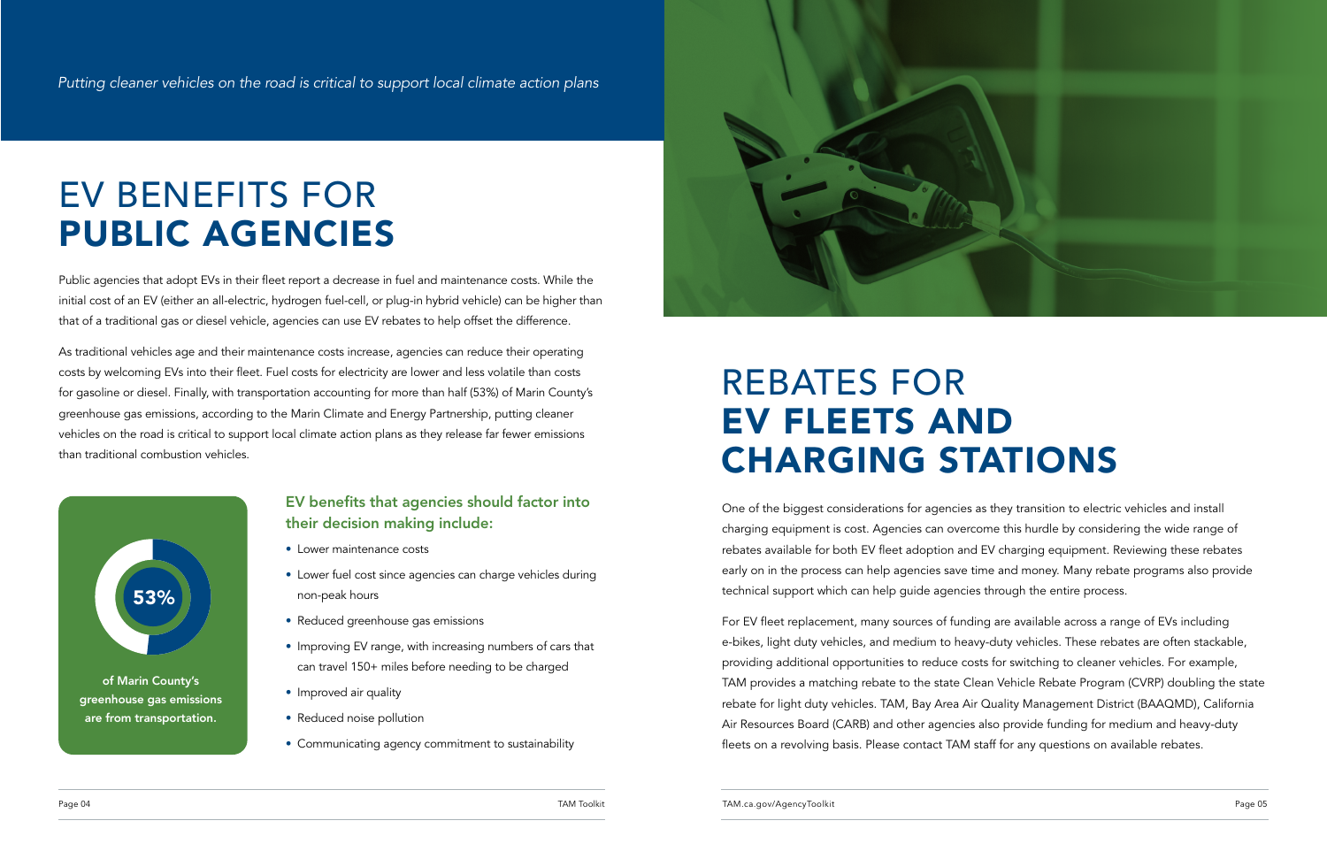*Putting cleaner vehicles on the road is critical to support local climate action plans*

# EV BENEFITS FOR **PUBLIC AGENCIES**

Public agencies that adopt EVs in their fleet report a decrease in fuel and maintenance costs. While the initial cost of an EV (either an all-electric, hydrogen fuel-cell, or plug-in hybrid vehicle) can be higher than that of a traditional gas or diesel vehicle, agencies can use EV rebates to help offset the difference.

As traditional vehicles age and their maintenance costs increase, agencies can reduce their operating costs by welcoming EVs into their fleet. Fuel costs for electricity are lower and less volatile than costs for gasoline or diesel. Finally, with transportation accounting for more than half (53%) of Marin County's greenhouse gas emissions, according to the Marin Climate and Energy Partnership, putting cleaner vehicles on the road is critical to support local climate action plans as they release far fewer emissions than traditional combustion vehicles.

**53%**

**of Marin County's greenhouse gas emissions are from transportation.**

### EV benefits that agencies should factor into their decision making include:

- Lower maintenance costs
- Lower fuel cost since agencies can charge vehicles during non-peak hours
- Reduced greenhouse gas emissions
- Improving EV range, with increasing numbers of cars that can travel 150+ miles before needing to be charged
- Improved air quality
- Reduced noise pollution
- Communicating agency commitment to sustainability

# REBATES FOR **EV FLEETS AND CHARGING STATIONS**

One of the biggest considerations for agencies as they transition to electric vehicles and install charging equipment is cost. Agencies can overcome this hurdle by considering the wide range of rebates available for both EV fleet adoption and EV charging equipment. Reviewing these rebates early on in the process can help agencies save time and money. Many rebate programs also provide technical support which can help guide agencies through the entire process.

For EV fleet replacement, many sources of funding are available across a range of EVs including e-bikes, light duty vehicles, and medium to heavy-duty vehicles. These rebates are often stackable, providing additional opportunities to reduce costs for switching to cleaner vehicles. For example, TAM provides a matching rebate to the state Clean Vehicle Rebate Program (CVRP) doubling the state rebate for light duty vehicles. TAM, Bay Area Air Quality Management District (BAAQMD), California Air Resources Board (CARB) and other agencies also provide funding for medium and heavy-duty fleets on a revolving basis. Please contact TAM staff for any questions on available rebates.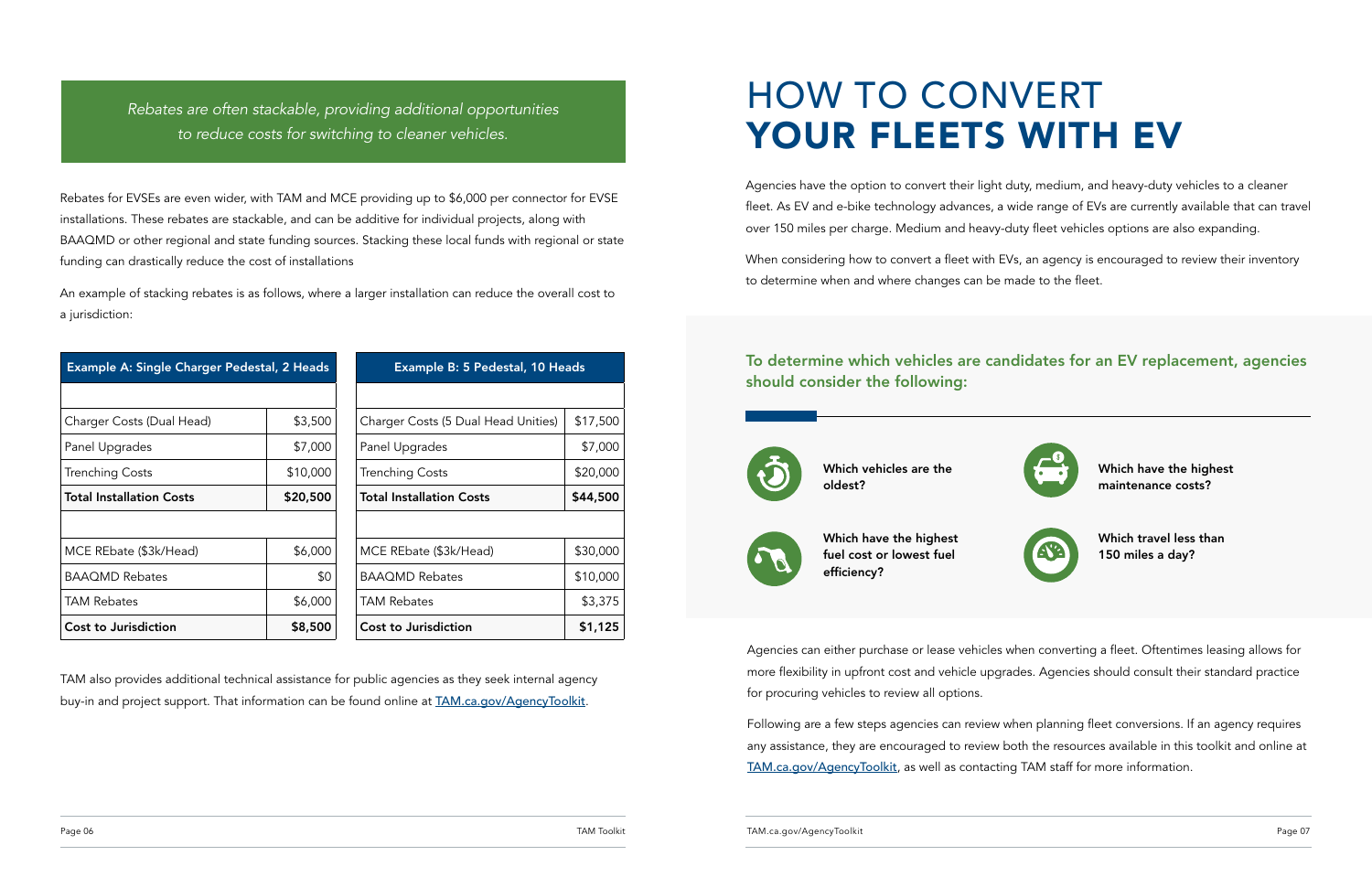*Rebates are often stackable, providing additional opportunities to reduce costs for switching to cleaner vehicles.*

Rebates for EVSEs are even wider, with TAM and MCE providing up to $6,000 per connector for EVSE installations. These rebates are stackable, and can be additive for individual projects, along with BAAQMD or other regional and state funding sources. Stacking these local funds with regional or state funding can drastically reduce the cost of installations

An example of stacking rebates is as follows, where a larger installation can reduce the overall cost to a jurisdiction:

| Example A: Single Charger Pedestal, 2 Heads | |
|---|---|
| | |
| Charger Costs (Dual Head) | $3,500 |
| Panel Upgrades | $7,000 |
| Trenching Costs | $10,000 |
| **Total Installation Costs** | **$20,500** |
| | |
| MCE REbate ($3k/Head) | $6,000 |
| BAAQMD Rebates | $0 |
| TAM Rebates | $6,000 |
| **Cost to Jurisdiction** | **$8,500** |

| Example B: 5 Pedestal, 10 Heads | |
|---|---|
| | |
| Charger Costs (5 Dual Head Unities) | $17,500 |
| Panel Upgrades | $7,000 |
| Trenching Costs | $20,000 |
| **Total Installation Costs** | **$44,500** |
| | |
| MCE REbate ($3k/Head) | $30,000 |
| BAAQMD Rebates | $10,000 |
| TAM Rebates | $3,375 |
| **Cost to Jurisdiction** | **$1,125** |

TAM also provides additional technical assistance for public agencies as they seek internal agency buy-in and project support. That information can be found online at [TAM.ca.gov/AgencyToolkit](TAM.ca.gov/AgencyToolkit).

# HOW TO CONVERT YOUR FLEETS WITH EV

Agencies have the option to convert their light duty, medium, and heavy-duty vehicles to a cleaner fleet. As EV and e-bike technology advances, a wide range of EVs are currently available that can travel over 150 miles per charge. Medium and heavy-duty fleet vehicles options are also expanding.

When considering how to convert a fleet with EVs, an agency is encouraged to review their inventory to determine when and where changes can be made to the fleet.

## To determine which vehicles are candidates for an EV replacement, agencies should consider the following:

- **Which vehicles are the oldest?**
- **Which have the highest maintenance costs?**
- **Which have the highest fuel cost or lowest fuel efficiency?**
- **Which travel less than 150 miles a day?**

Agencies can either purchase or lease vehicles when converting a fleet. Oftentimes leasing allows for more flexibility in upfront cost and vehicle upgrades. Agencies should consult their standard practice for procuring vehicles to review all options.

Following are a few steps agencies can review when planning fleet conversions. If an agency requires any assistance, they are encouraged to review both the resources available in this toolkit and online at [TAM.ca.gov/AgencyToolkit](TAM.ca.gov/AgencyToolkit), as well as contacting TAM staff for more information.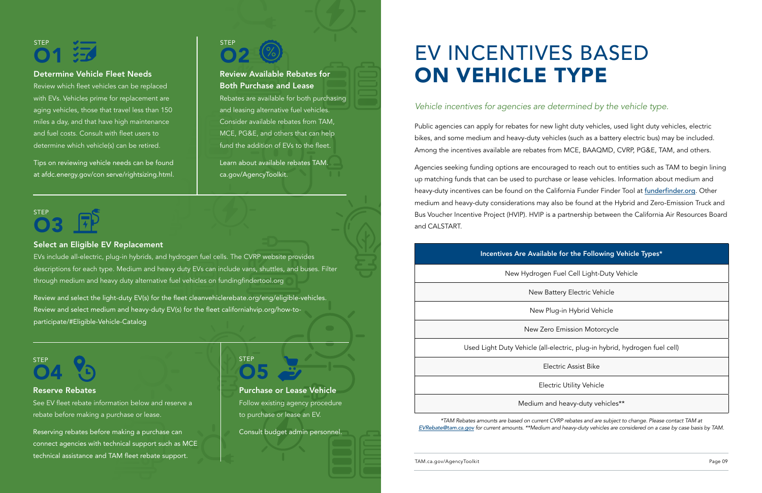## STEP 01

### Determine Vehicle Fleet Needs

Review which fleet vehicles can be replaced with EVs. Vehicles prime for replacement are aging vehicles, those that travel less than 150 miles a day, and that have high maintenance and fuel costs. Consult with fleet users to determine which vehicle(s) can be retired.

Tips on reviewing vehicle needs can be found at afdc.energy.gov/con serve/rightsizing.html.

## STEP 02

### Review Available Rebates for Both Purchase and Lease

Rebates are available for both purchasing and leasing alternative fuel vehicles. Consider available rebates from TAM, MCE, PG&E, and others that can help fund the addition of EVs to the fleet.

Learn about available rebates TAM.ca.gov/AgencyToolkit.

## STEP 03

### Select an Eligible EV Replacement

EVs include all-electric, plug-in hybrids, and hydrogen fuel cells. The CVRP website provides descriptions for each type. Medium and heavy duty EVs can include vans, shuttles, and buses. Filter through medium and heavy duty alternative fuel vehicles on fundingfindertool.org

Review and select the light-duty EV(s) for the fleet cleanvehiclerebate.org/eng/eligible-vehicles. Review and select medium and heavy-duty EV(s) for the fleet californiahvip.org/how-to-participate/#Eligible-Vehicle-Catalog

## STEP 04

### Reserve Rebates

See EV fleet rebate information below and reserve a rebate before making a purchase or lease.

Reserving rebates before making a purchase can connect agencies with technical support such as MCE technical assistance and TAM fleet rebate support.

## STEP 05

### Purchase or Lease Vehicle

Follow existing agency procedure to purchase or lease an EV.

Consult budget admin personnel.

# EV INCENTIVES BASED **ON VEHICLE TYPE**

*Vehicle incentives for agencies are determined by the vehicle type.*

Public agencies can apply for rebates for new light duty vehicles, used light duty vehicles, electric bikes, and some medium and heavy-duty vehicles (such as a battery electric bus) may be included. Among the incentives available are rebates from MCE, BAAQMD, CVRP, PG&E, TAM, and others.

Agencies seeking funding options are encouraged to reach out to entities such as TAM to begin lining up matching funds that can be used to purchase or lease vehicles. Information about medium and heavy-duty incentives can be found on the California Funder Finder Tool at funderfinder.org. Other medium and heavy-duty considerations may also be found at the Hybrid and Zero-Emission Truck and Bus Voucher Incentive Project (HVIP). HVIP is a partnership between the California Air Resources Board and CALSTART.

| Incentives Are Available for the Following Vehicle Types* |
|---|
| New Hydrogen Fuel Cell Light-Duty Vehicle |
| New Battery Electric Vehicle |
| New Plug-in Hybrid Vehicle |
| New Zero Emission Motorcycle |
| Used Light Duty Vehicle (all-electric, plug-in hybrid, hydrogen fuel cell) |
| Electric Assist Bike |
| Electric Utility Vehicle |
| Medium and heavy-duty vehicles** |

*\*TAM Rebates amounts are based on current CVRP rebates and are subject to change. Please contact TAM at EVRebate@tam.ca.gov for current amounts. \*\*Medium and heavy-duty vehicles are considered on a case by case basis by TAM.*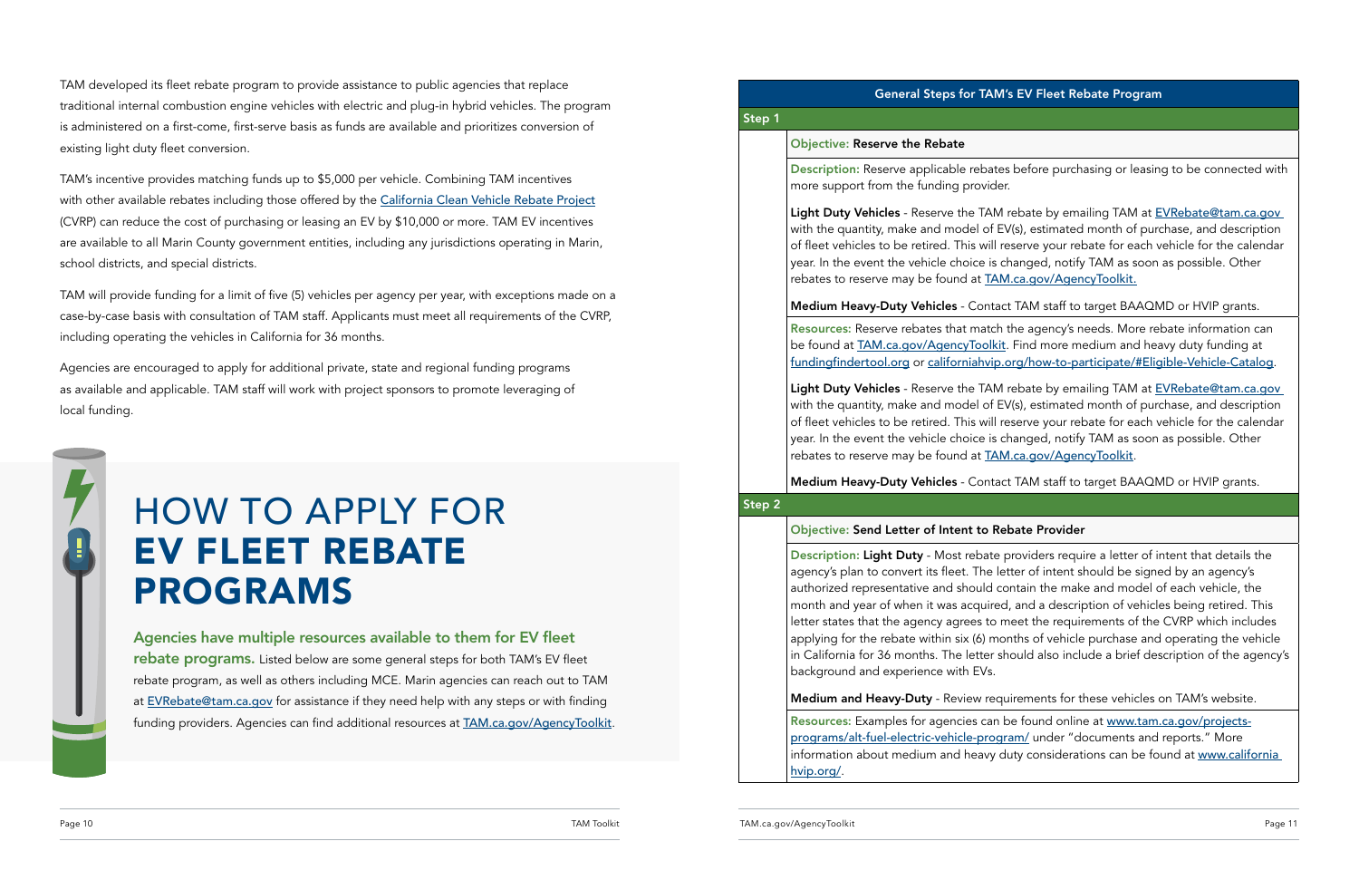TAM developed its fleet rebate program to provide assistance to public agencies that replace traditional internal combustion engine vehicles with electric and plug-in hybrid vehicles. The program is administered on a first-come, first-serve basis as funds are available and prioritizes conversion of existing light duty fleet conversion.

TAM's incentive provides matching funds up to $5,000 per vehicle. Combining TAM incentives with other available rebates including those offered by the California Clean Vehicle Rebate Project (CVRP) can reduce the cost of purchasing or leasing an EV by $10,000 or more. TAM EV incentives are available to all Marin County government entities, including any jurisdictions operating in Marin, school districts, and special districts.

TAM will provide funding for a limit of five (5) vehicles per agency per year, with exceptions made on a case-by-case basis with consultation of TAM staff. Applicants must meet all requirements of the CVRP, including operating the vehicles in California for 36 months.

Agencies are encouraged to apply for additional private, state and regional funding programs as available and applicable. TAM staff will work with project sponsors to promote leveraging of local funding.

# HOW TO APPLY FOR **EV FLEET REBATE PROGRAMS**

**Agencies have multiple resources available to them for EV fleet rebate programs.** Listed below are some general steps for both TAM's EV fleet rebate program, as well as others including MCE. Marin agencies can reach out to TAM at EVRebate@tam.ca.gov for assistance if they need help with any steps or with finding funding providers. Agencies can find additional resources at TAM.ca.gov/AgencyToolkit.

## General Steps for TAM's EV Fleet Rebate Program

### Step 1

**Objective: Reserve the Rebate**

**Description:** Reserve applicable rebates before purchasing or leasing to be connected with more support from the funding provider.

**Light Duty Vehicles** - Reserve the TAM rebate by emailing TAM at EVRebate@tam.ca.gov with the quantity, make and model of EV(s), estimated month of purchase, and description of fleet vehicles to be retired. This will reserve your rebate for each vehicle for the calendar year. In the event the vehicle choice is changed, notify TAM as soon as possible. Other rebates to reserve may be found at TAM.ca.gov/AgencyToolkit.

**Medium Heavy-Duty Vehicles** - Contact TAM staff to target BAAQMD or HVIP grants.

**Resources:** Reserve rebates that match the agency's needs. More rebate information can be found at TAM.ca.gov/AgencyToolkit. Find more medium and heavy duty funding at fundingfindertool.org or californiahvip.org/how-to-participate/#Eligible-Vehicle-Catalog.

**Light Duty Vehicles** - Reserve the TAM rebate by emailing TAM at EVRebate@tam.ca.gov with the quantity, make and model of EV(s), estimated month of purchase, and description of fleet vehicles to be retired. This will reserve your rebate for each vehicle for the calendar year. In the event the vehicle choice is changed, notify TAM as soon as possible. Other rebates to reserve may be found at TAM.ca.gov/AgencyToolkit.

**Medium Heavy-Duty Vehicles** - Contact TAM staff to target BAAQMD or HVIP grants.

### Step 2

**Objective: Send Letter of Intent to Rebate Provider**

**Description: Light Duty** - Most rebate providers require a letter of intent that details the agency's plan to convert its fleet. The letter of intent should be signed by an agency's authorized representative and should contain the make and model of each vehicle, the month and year of when it was acquired, and a description of vehicles being retired. This letter states that the agency agrees to meet the requirements of the CVRP which includes applying for the rebate within six (6) months of vehicle purchase and operating the vehicle in California for 36 months. The letter should also include a brief description of the agency's background and experience with EVs.

**Medium and Heavy-Duty** - Review requirements for these vehicles on TAM's website.

**Resources:** Examples for agencies can be found online at www.tam.ca.gov/projects-programs/alt-fuel-electric-vehicle-program/ under "documents and reports." More information about medium and heavy duty considerations can be found at www.californiahvip.org/.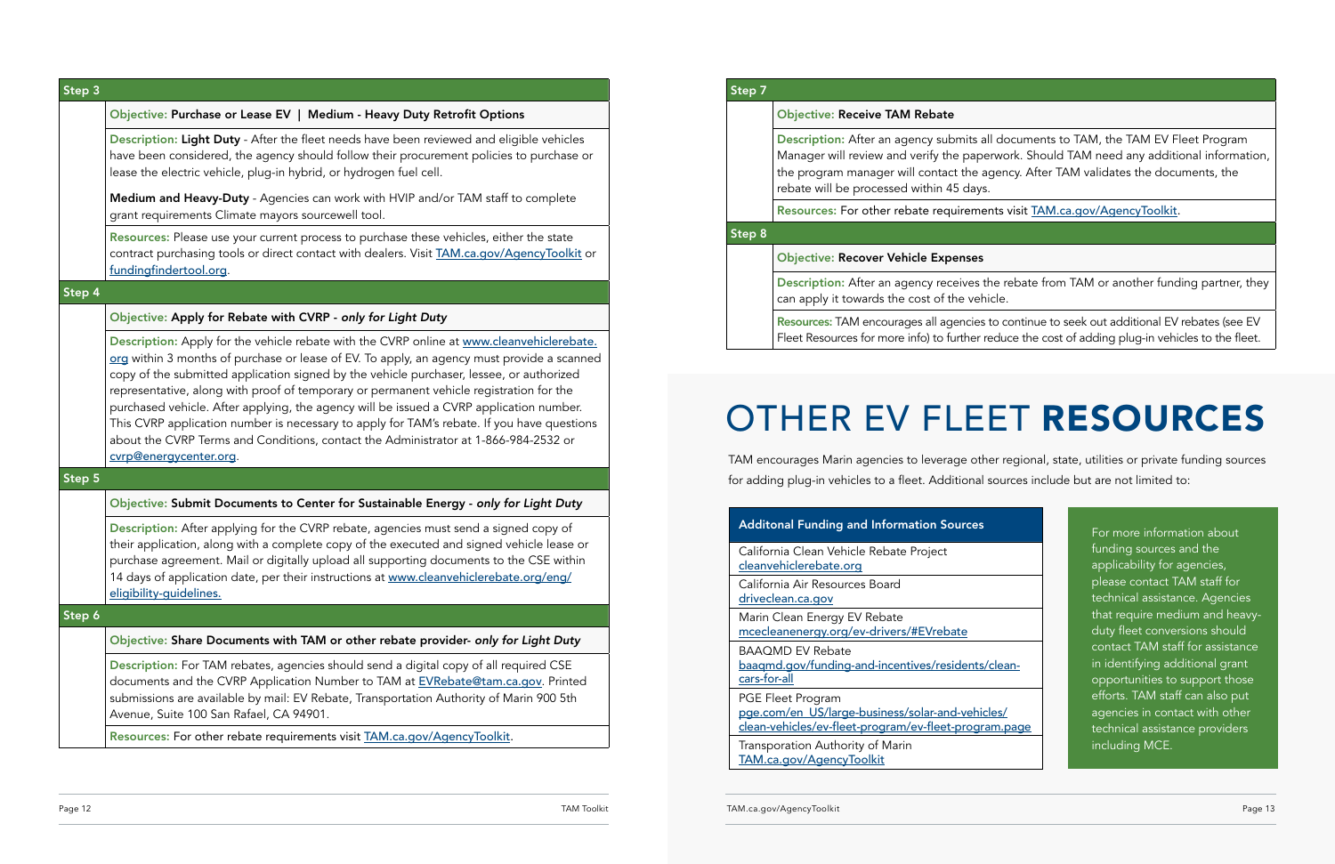| Step 3 | |
|---|---|
| | **Objective: Purchase or Lease EV \| Medium - Heavy Duty Retrofit Options** |
| | **Description: Light Duty** - After the fleet needs have been reviewed and eligible vehicles have been considered, the agency should follow their procurement policies to purchase or lease the electric vehicle, plug-in hybrid, or hydrogen fuel cell. **Medium and Heavy-Duty** - Agencies can work with HVIP and/or TAM staff to complete grant requirements Climate mayors sourcewell tool. |
| | **Resources:** Please use your current process to purchase these vehicles, either the state contract purchasing tools or direct contact with dealers. Visit TAM.ca.gov/AgencyToolkit or fundingfindertool.org. |
| **Step 4** | |
| | **Objective: Apply for Rebate with CVRP** - *only for Light Duty* |
| | **Description:** Apply for the vehicle rebate with the CVRP online at www.cleanvehiclerebate.org within 3 months of purchase or lease of EV. To apply, an agency must provide a scanned copy of the submitted application signed by the vehicle purchaser, lessee, or authorized representative, along with proof of temporary or permanent vehicle registration for the purchased vehicle. After applying, the agency will be issued a CVRP application number. This CVRP application number is necessary to apply for TAM's rebate. If you have questions about the CVRP Terms and Conditions, contact the Administrator at 1-866-984-2532 or cvrp@energycenter.org. |
| **Step 5** | |
| | **Objective: Submit Documents to Center for Sustainable Energy** - *only for Light Duty* |
| | **Description:** After applying for the CVRP rebate, agencies must send a signed copy of their application, along with a complete copy of the executed and signed vehicle lease or purchase agreement. Mail or digitally upload all supporting documents to the CSE within 14 days of application date, per their instructions at www.cleanvehiclerebate.org/eng/eligibility-guidelines. |
| **Step 6** | |
| | **Objective: Share Documents with TAM or other rebate provider**- *only for Light Duty* |
| | **Description:** For TAM rebates, agencies should send a digital copy of all required CSE documents and the CVRP Application Number to TAM at EVRebate@tam.ca.gov. Printed submissions are available by mail: EV Rebate, Transportation Authority of Marin 900 5th Avenue, Suite 100 San Rafael, CA 94901. |
| | **Resources:** For other rebate requirements visit TAM.ca.gov/AgencyToolkit. |
| **Step 7** | |
| | **Objective: Receive TAM Rebate** |
| | **Description:** After an agency submits all documents to TAM, the TAM EV Fleet Program Manager will review and verify the paperwork. Should TAM need any additional information, the program manager will contact the agency. After TAM validates the documents, the rebate will be processed within 45 days. |
| | **Resources:** For other rebate requirements visit TAM.ca.gov/AgencyToolkit. |
| **Step 8** | |
| | **Objective: Recover Vehicle Expenses** |
| | **Description:** After an agency receives the rebate from TAM or another funding partner, they can apply it towards the cost of the vehicle. |
| | **Resources:** TAM encourages all agencies to continue to seek out additional EV rebates (see EV Fleet Resources for more info) to further reduce the cost of adding plug-in vehicles to the fleet. |

# OTHER EV FLEET **RESOURCES**

TAM encourages Marin agencies to leverage other regional, state, utilities or private funding sources for adding plug-in vehicles to a fleet. Additional sources include but are not limited to:

| Additonal Funding and Information Sources |
|---|
| California Clean Vehicle Rebate Project<br>cleanvehiclerebate.org |
| California Air Resources Board<br>driveclean.ca.gov |
| Marin Clean Energy EV Rebate<br>mcecleanenergy.org/ev-drivers/#EVrebate |
| BAAQMD EV Rebate<br>baaqmd.gov/funding-and-incentives/residents/clean-cars-for-all |
| PGE Fleet Program<br>pge.com/en_US/large-business/solar-and-vehicles/clean-vehicles/ev-fleet-program/ev-fleet-program.page |
| Transporation Authority of Marin<br>TAM.ca.gov/AgencyToolkit |

For more information about funding sources and the applicability for agencies, please contact TAM staff for technical assistance. Agencies that require medium and heavy-duty fleet conversions should contact TAM staff for assistance in identifying additional grant opportunities to support those efforts. TAM staff can also put agencies in contact with other technical assistance providers including MCE.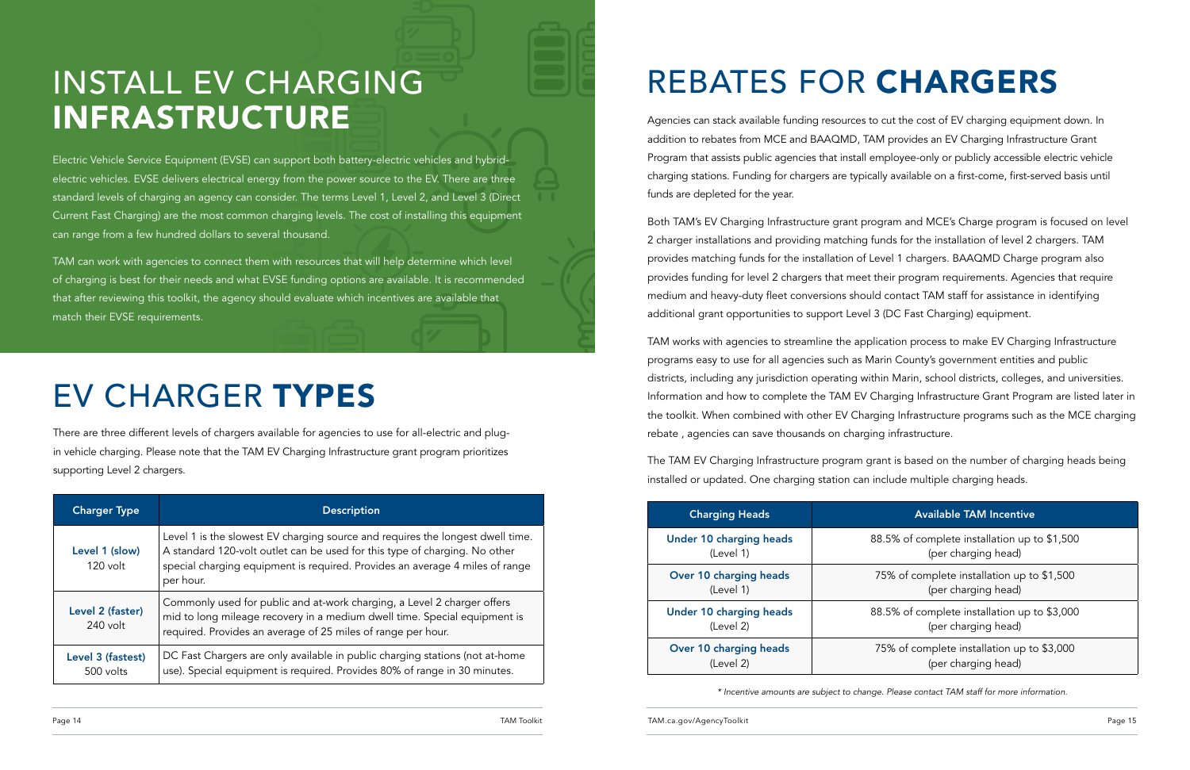# INSTALL EV CHARGING INFRASTRUCTURE

Electric Vehicle Service Equipment (EVSE) can support both battery-electric vehicles and hybrid-electric vehicles. EVSE delivers electrical energy from the power source to the EV. There are three standard levels of charging an agency can consider. The terms Level 1, Level 2, and Level 3 (Direct Current Fast Charging) are the most common charging levels. The cost of installing this equipment can range from a few hundred dollars to several thousand.

TAM can work with agencies to connect them with resources that will help determine which level of charging is best for their needs and what EVSE funding options are available. It is recommended that after reviewing this toolkit, the agency should evaluate which incentives are available that match their EVSE requirements.

# EV CHARGER TYPES

There are three different levels of chargers available for agencies to use for all-electric and plug-in vehicle charging. Please note that the TAM EV Charging Infrastructure grant program prioritizes supporting Level 2 chargers.

| Charger Type | Description |
|---|---|
| **Level 1 (slow)** 120 volt | Level 1 is the slowest EV charging source and requires the longest dwell time. A standard 120-volt outlet can be used for this type of charging. No other special charging equipment is required. Provides an average 4 miles of range per hour. |
| **Level 2 (faster)** 240 volt | Commonly used for public and at-work charging, a Level 2 charger offers mid to long mileage recovery in a medium dwell time. Special equipment is required. Provides an average of 25 miles of range per hour. |
| **Level 3 (fastest)** 500 volts | DC Fast Chargers are only available in public charging stations (not at-home use). Special equipment is required. Provides 80% of range in 30 minutes. |

# REBATES FOR CHARGERS

Agencies can stack available funding resources to cut the cost of EV charging equipment down. In addition to rebates from MCE and BAAQMD, TAM provides an EV Charging Infrastructure Grant Program that assists public agencies that install employee-only or publicly accessible electric vehicle charging stations. Funding for chargers are typically available on a first-come, first-served basis until funds are depleted for the year.

Both TAM's EV Charging Infrastructure grant program and MCE's Charge program is focused on level 2 charger installations and providing matching funds for the installation of level 2 chargers. TAM provides matching funds for the installation of Level 1 chargers. BAAQMD Charge program also provides funding for level 2 chargers that meet their program requirements. Agencies that require medium and heavy-duty fleet conversions should contact TAM staff for assistance in identifying additional grant opportunities to support Level 3 (DC Fast Charging) equipment.

TAM works with agencies to streamline the application process to make EV Charging Infrastructure programs easy to use for all agencies such as Marin County's government entities and public districts, including any jurisdiction operating within Marin, school districts, colleges, and universities. Information and how to complete the TAM EV Charging Infrastructure Grant Program are listed later in the toolkit. When combined with other EV Charging Infrastructure programs such as the MCE charging rebate , agencies can save thousands on charging infrastructure.

The TAM EV Charging Infrastructure program grant is based on the number of charging heads being installed or updated. One charging station can include multiple charging heads.

| Charging Heads | Available TAM Incentive |
|---|---|
| **Under 10 charging heads** (Level 1) | 88.5% of complete installation up to $1,500 (per charging head) |
| **Over 10 charging heads** (Level 1) | 75% of complete installation up to $1,500 (per charging head) |
| **Under 10 charging heads** (Level 2) | 88.5% of complete installation up to $3,000 (per charging head) |
| **Over 10 charging heads** (Level 2) | 75% of complete installation up to $3,000 (per charging head) |

*\* Incentive amounts are subject to change. Please contact TAM staff for more information.*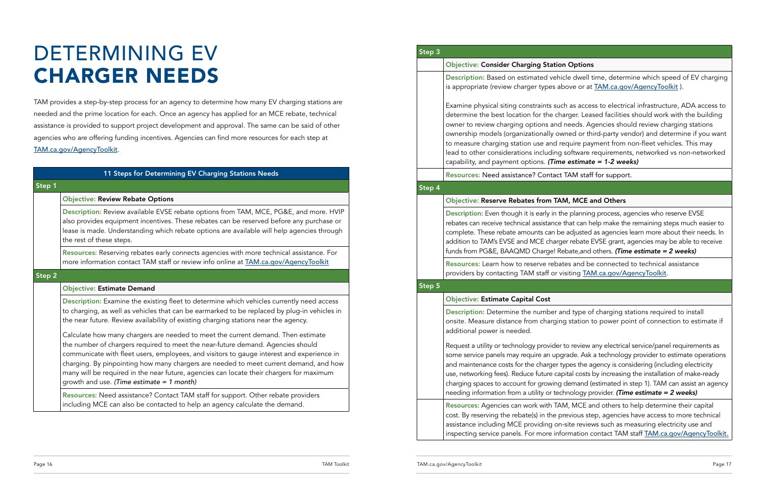# DETERMINING EV CHARGER NEEDS

TAM provides a step-by-step process for an agency to determine how many EV charging stations are needed and the prime location for each. Once an agency has applied for an MCE rebate, technical assistance is provided to support project development and approval. The same can be said of other agencies who are offering funding incentives. Agencies can find more resources for each step at TAM.ca.gov/AgencyToolkit.

**11 Steps for Determining EV Charging Stations Needs**

## Step 1

**Objective: Review Rebate Options**

**Description:** Review available EVSE rebate options from TAM, MCE, PG&E, and more. HVIP also provides equipment incentives. These rebates can be reserved before any purchase or lease is made. Understanding which rebate options are available will help agencies through the rest of these steps.

**Resources:** Reserving rebates early connects agencies with more technical assistance. For more information contact TAM staff or review info online at TAM.ca.gov/AgencyToolkit

## Step 2

**Objective: Estimate Demand**

**Description:** Examine the existing fleet to determine which vehicles currently need access to charging, as well as vehicles that can be earmarked to be replaced by plug-in vehicles in the near future. Review availability of existing charging stations near the agency.

Calculate how many chargers are needed to meet the current demand. Then estimate the number of chargers required to meet the near-future demand. Agencies should communicate with fleet users, employees, and visitors to gauge interest and experience in charging. By pinpointing how many chargers are needed to meet current demand, and how many will be required in the near future, agencies can locate their chargers for maximum growth and use. *(Time estimate = 1 month)*

**Resources:** Need assistance? Contact TAM staff for support. Other rebate providers including MCE can also be contacted to help an agency calculate the demand.

## Step 3

**Objective: Consider Charging Station Options**

**Description:** Based on estimated vehicle dwell time, determine which speed of EV charging is appropriate (review charger types above or at TAM.ca.gov/AgencyToolkit ).

Examine physical siting constraints such as access to electrical infrastructure, ADA access to determine the best location for the charger. Leased facilities should work with the building owner to review charging options and needs. Agencies should review charging stations ownership models (organizationally owned or third-party vendor) and determine if you want to measure charging station use and require payment from non-fleet vehicles. This may lead to other considerations including software requirements, networked vs non-networked capability, and payment options. ***(Time estimate = 1-2 weeks)***

**Resources:** Need assistance? Contact TAM staff for support.

## Step 4

**Objective: Reserve Rebates from TAM, MCE and Others**

**Description:** Even though it is early in the planning process, agencies who reserve EVSE rebates can receive technical assistance that can help make the remaining steps much easier to complete. These rebate amounts can be adjusted as agencies learn more about their needs. In addition to TAM's EVSE and MCE charger rebate EVSE grant, agencies may be able to receive funds from PG&E, BAAQMD Charge! Rebate,and others. ***(Time estimate = 2 weeks)***

**Resources:** Learn how to reserve rebates and be connected to technical assistance providers by contacting TAM staff or visiting TAM.ca.gov/AgencyToolkit.

## Step 5

**Objective: Estimate Capital Cost**

**Description:** Determine the number and type of charging stations required to install onsite. Measure distance from charging station to power point of connection to estimate if additional power is needed.

Request a utility or technology provider to review any electrical service/panel requirements as some service panels may require an upgrade. Ask a technology provider to estimate operations and maintenance costs for the charger types the agency is considering (including electricity use, networking fees). Reduce future capital costs by increasing the installation of make-ready charging spaces to account for growing demand (estimated in step 1). TAM can assist an agency needing information from a utility or technology provider. ***(Time estimate = 2 weeks)***

**Resources:** Agencies can work with TAM, MCE and others to help determine their capital cost. By reserving the rebate(s) in the previous step, agencies have access to more technical assistance including MCE providing on-site reviews such as measuring electricity use and inspecting service panels. For more information contact TAM staff TAM.ca.gov/AgencyToolkit.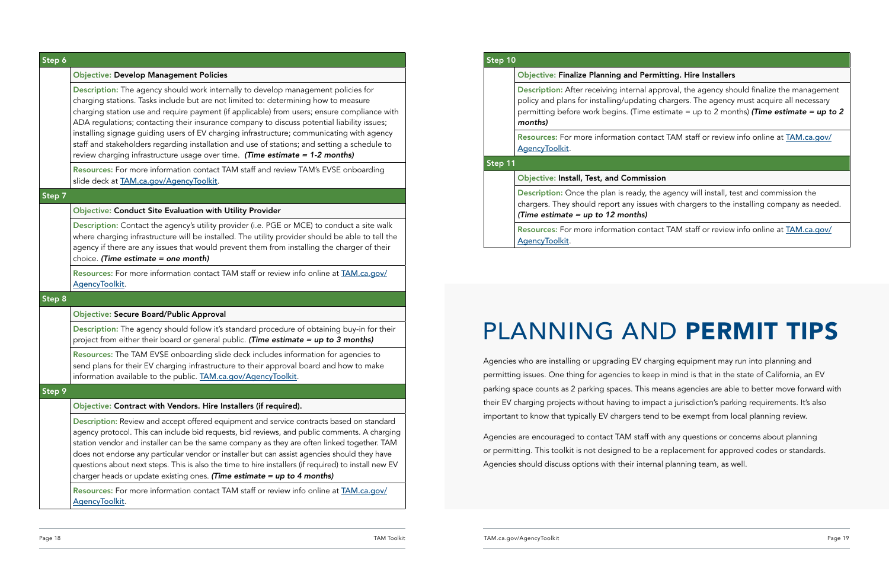## Step 6

**Objective: Develop Management Policies**

**Description:** The agency should work internally to develop management policies for charging stations. Tasks include but are not limited to: determining how to measure charging station use and require payment (if applicable) from users; ensure compliance with ADA regulations; contacting their insurance company to discuss potential liability issues; installing signage guiding users of EV charging infrastructure; communicating with agency staff and stakeholders regarding installation and use of stations; and setting a schedule to review charging infrastructure usage over time. ***(Time estimate = 1-2 months)***

**Resources:** For more information contact TAM staff and review TAM's EVSE onboarding slide deck at TAM.ca.gov/AgencyToolkit.

## Step 7

**Objective: Conduct Site Evaluation with Utility Provider**

**Description:** Contact the agency's utility provider (i.e. PGE or MCE) to conduct a site walk where charging infrastructure will be installed. The utility provider should be able to tell the agency if there are any issues that would prevent them from installing the charger of their choice. ***(Time estimate = one month)***

**Resources:** For more information contact TAM staff or review info online at TAM.ca.gov/AgencyToolkit.

## Step 8

**Objective: Secure Board/Public Approval**

**Description:** The agency should follow it's standard procedure of obtaining buy-in for their project from either their board or general public. ***(Time estimate = up to 3 months)***

**Resources:** The TAM EVSE onboarding slide deck includes information for agencies to send plans for their EV charging infrastructure to their approval board and how to make information available to the public. TAM.ca.gov/AgencyToolkit.

## Step 9

**Objective: Contract with Vendors. Hire Installers (if required).**

**Description:** Review and accept offered equipment and service contracts based on standard agency protocol. This can include bid requests, bid reviews, and public comments. A charging station vendor and installer can be the same company as they are often linked together. TAM does not endorse any particular vendor or installer but can assist agencies should they have questions about next steps. This is also the time to hire installers (if required) to install new EV charger heads or update existing ones. ***(Time estimate = up to 4 months)***

**Resources:** For more information contact TAM staff or review info online at TAM.ca.gov/AgencyToolkit.

## Step 10

**Objective: Finalize Planning and Permitting. Hire Installers**

**Description:** After receiving internal approval, the agency should finalize the management policy and plans for installing/updating chargers. The agency must acquire all necessary permitting before work begins. (Time estimate = up to 2 months) ***(Time estimate = up to 2 months)***

**Resources:** For more information contact TAM staff or review info online at TAM.ca.gov/AgencyToolkit.

## Step 11

**Objective: Install, Test, and Commission**

**Description:** Once the plan is ready, the agency will install, test and commission the chargers. They should report any issues with chargers to the installing company as needed. ***(Time estimate = up to 12 months)***

**Resources:** For more information contact TAM staff or review info online at TAM.ca.gov/AgencyToolkit.

# PLANNING AND **PERMIT TIPS**

Agencies who are installing or upgrading EV charging equipment may run into planning and permitting issues. One thing for agencies to keep in mind is that in the state of California, an EV parking space counts as 2 parking spaces. This means agencies are able to better move forward with their EV charging projects without having to impact a jurisdiction's parking requirements. It's also important to know that typically EV chargers tend to be exempt from local planning review.

Agencies are encouraged to contact TAM staff with any questions or concerns about planning or permitting. This toolkit is not designed to be a replacement for approved codes or standards. Agencies should discuss options with their internal planning team, as well.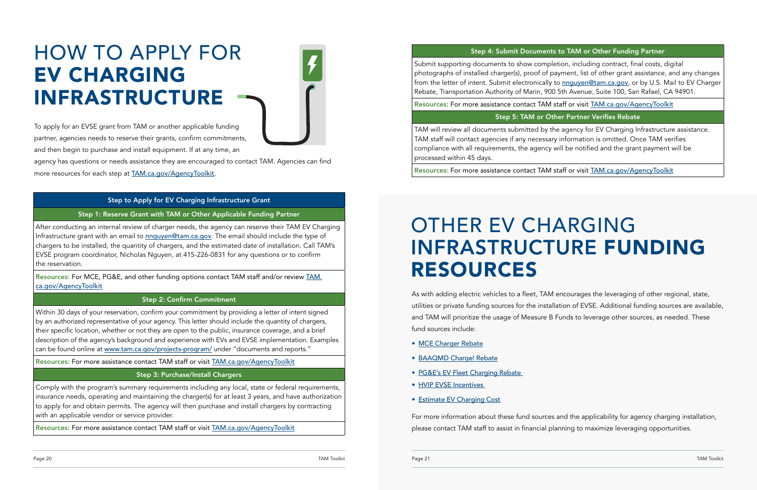# HOW TO APPLY FOR **EV CHARGING INFRASTRUCTURE**

To apply for an EVSE grant from TAM or another applicable funding partner, agencies needs to reserve their grants, confirm commitments, and then begin to purchase and install equipment. If at any time, an agency has questions or needs assistance they are encouraged to contact TAM. Agencies can find more resources for each step at TAM.ca.gov/AgencyToolkit.

| Step to Apply for EV Charging Infrastructure Grant |
|---|
| **Step 1: Reserve Grant with TAM or Other Applicable Funding Partner** |
| After conducting an internal review of charger needs, the agency can reserve their TAM EV Charging Infrastructure grant with an email to nnguyen@tam.ca.gov. The email should include the type of chargers to be installed, the quantity of chargers, and the estimated date of installation. Call TAM's EVSE program coordinator, Nicholas Nguyen, at 415-226-0831 for any questions or to confirm the reservation. |
| **Resources:** For MCE, PG&E, and other funding options contact TAM staff and/or review TAM.ca.gov/AgencyToolkit |
| **Step 2: Confirm Commitment** |
| Within 30 days of your reservation, confirm your commitment by providing a letter of intent signed by an authorized representative of your agency. This letter should include the quantity of chargers, their specific location, whether or not they are open to the public, insurance coverage, and a brief description of the agency's background and experience with EVs and EVSE implementation. Examples can be found online at www.tam.ca.gov/projects-program/ under "documents and reports." |
| **Resources:** For more assistance contact TAM staff or visit TAM.ca.gov/AgencyToolkit |
| **Step 3: Purchase/Install Chargers** |
| Comply with the program's summary requirements including any local, state or federal requirements, insurance needs, operating and maintaining the charger(s) for at least 3 years, and have authorization to apply for and obtain permits. The agency will then purchase and install chargers by contracting with an applicable vendor or service provider. |
| **Resources:** For more assistance contact TAM staff or visit TAM.ca.gov/AgencyToolkit |
| **Step 4: Submit Documents to TAM or Other Funding Partner** |
| Submit supporting documents to show completion, including contract, final costs, digital photographs of installed charger(s), proof of payment, list of other grant assistance, and any changes from the letter of intent. Submit electronically to nnguyen@tam.ca.gov, or by U.S. Mail to EV Charger Rebate, Transportation Authority of Marin, 900 5th Avenue, Suite 100, San Rafael, CA 94901. |
| **Resources:** For more assistance contact TAM staff or visit TAM.ca.gov/AgencyToolkit |
| **Step 5: TAM or Other Partner Verifies Rebate** |
| TAM will review all documents submitted by the agency for EV Charging Infrastructure assistance. TAM staff will contact agencies if any necessary information is omitted. Once TAM verifies compliance with all requirements, the agency will be notified and the grant payment will be processed within 45 days. |
| **Resources:** For more assistance contact TAM staff or visit TAM.ca.gov/AgencyToolkit |

# OTHER EV CHARGING INFRASTRUCTURE **FUNDING RESOURCES**

As with adding electric vehicles to a fleet, TAM encourages the leveraging of other regional, state, utilities or private funding sources for the installation of EVSE. Additional funding sources are available, and TAM will prioritize the usage of Measure B Funds to leverage other sources, as needed. These fund sources include:

- MCE Charger Rebate
- BAAQMD Charge! Rebate
- PG&E's EV Fleet Charging Rebate
- HVIP EVSE Incentives
- Estimate EV Charging Cost

For more information about these fund sources and the applicability for agency charging installation, please contact TAM staff to assist in financial planning to maximize leveraging opportunities.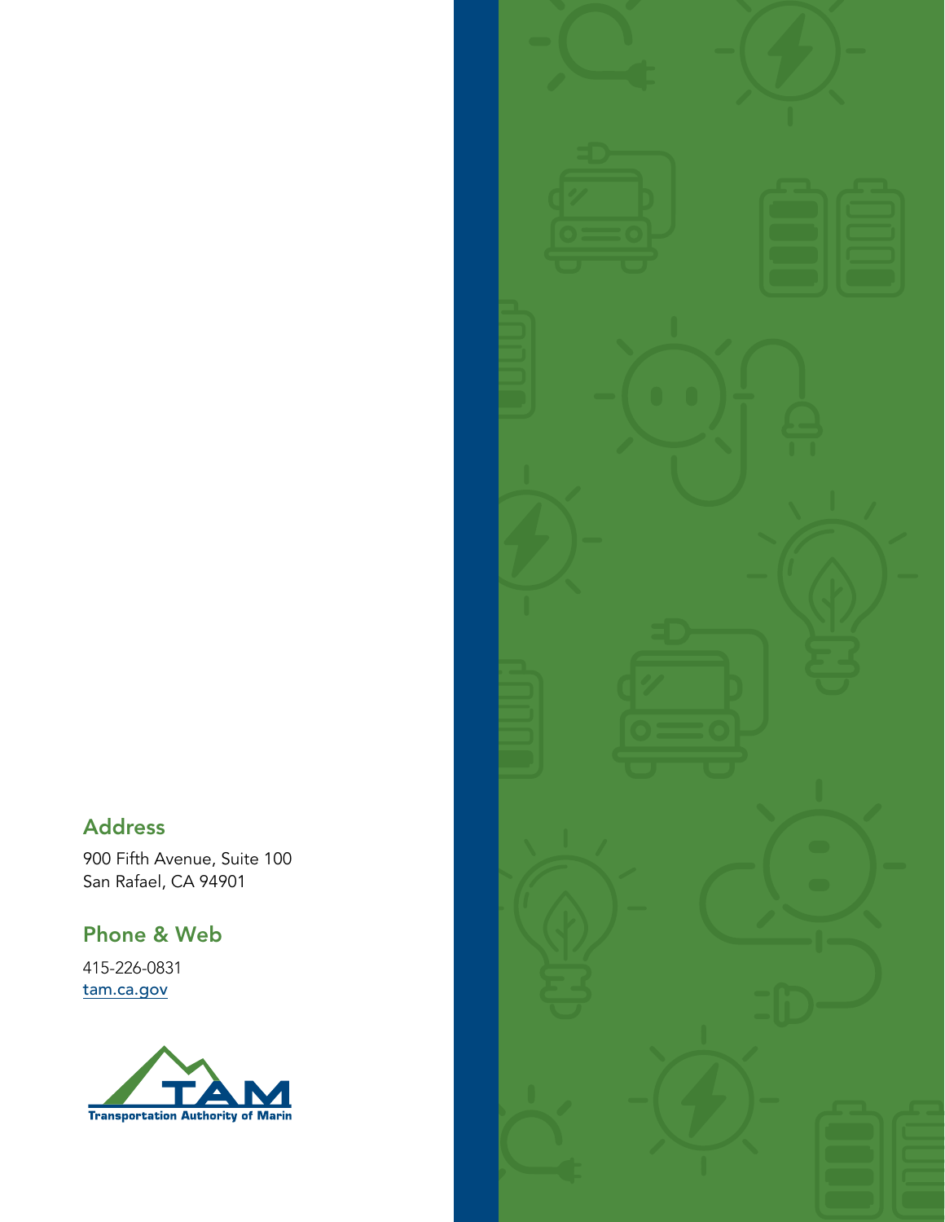## Address

900 Fifth Avenue, Suite 100
San Rafael, CA 94901

## Phone & Web

415-226-0831
tam.ca.gov

TAM
Transportation Authority of Marin